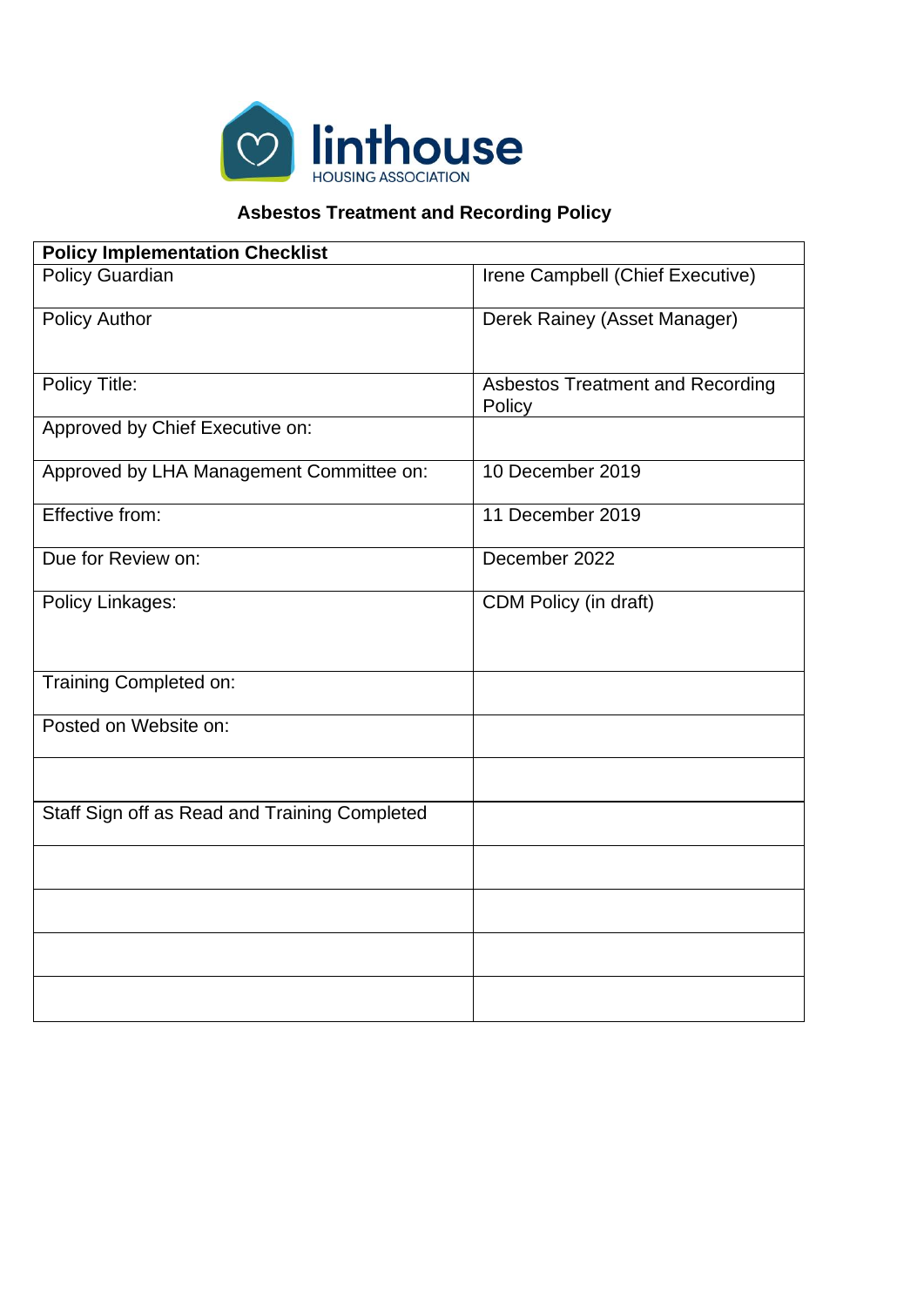linthouse
HOUSING ASSOCIATION

# Asbestos Treatment and Recording Policy

| **Policy Implementation Checklist** | |
|---|---|
| Policy Guardian | Irene Campbell (Chief Executive) |
| Policy Author | Derek Rainey (Asset Manager) |
| Policy Title: | Asbestos Treatment and Recording Policy |
| Approved by Chief Executive on: | |
| Approved by LHA Management Committee on: | 10 December 2019 |
| Effective from: | 11 December 2019 |
| Due for Review on: | December 2022 |
| Policy Linkages: | CDM Policy (in draft) |
| Training Completed on: | |
| Posted on Website on: | |
| | |
| Staff Sign off as Read and Training Completed | |
| | |
| | |
| | |
| | |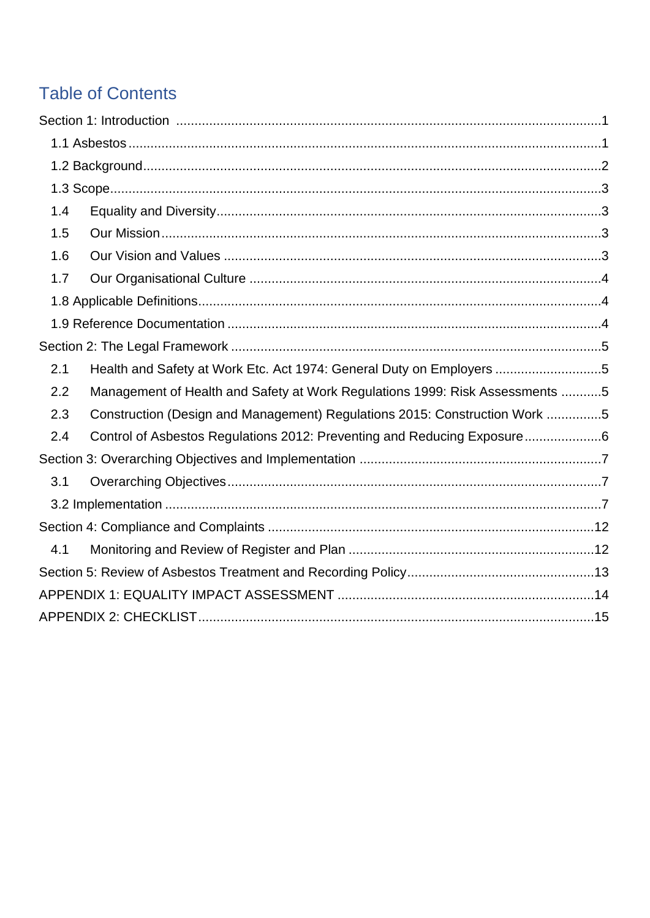# Table of Contents

Section 1: Introduction .....1

- 1.1 Asbestos .....1
- 1.2 Background .....2
- 1.3 Scope .....3
- 1.4 Equality and Diversity .....3
- 1.5 Our Mission .....3
- 1.6 Our Vision and Values .....3
- 1.7 Our Organisational Culture .....4
- 1.8 Applicable Definitions .....4
- 1.9 Reference Documentation .....4

Section 2: The Legal Framework .....5

- 2.1 Health and Safety at Work Etc. Act 1974: General Duty on Employers .....5
- 2.2 Management of Health and Safety at Work Regulations 1999: Risk Assessments .....5
- 2.3 Construction (Design and Management) Regulations 2015: Construction Work .....5
- 2.4 Control of Asbestos Regulations 2012: Preventing and Reducing Exposure .....6

Section 3: Overarching Objectives and Implementation .....7

- 3.1 Overarching Objectives .....7
- 3.2 Implementation .....7

Section 4: Compliance and Complaints .....12

- 4.1 Monitoring and Review of Register and Plan .....12

Section 5: Review of Asbestos Treatment and Recording Policy .....13

APPENDIX 1: EQUALITY IMPACT ASSESSMENT .....14

APPENDIX 2: CHECKLIST .....15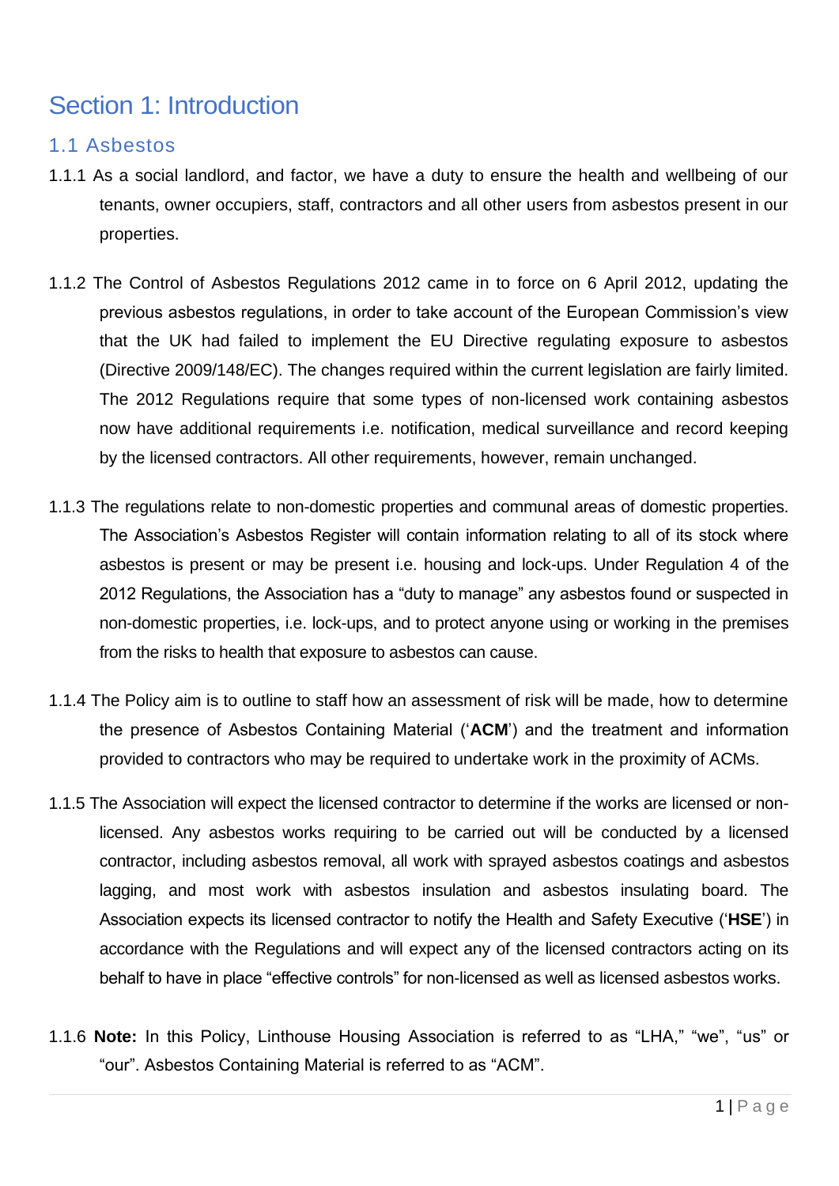# Section 1: Introduction

## 1.1 Asbestos

1.1.1 As a social landlord, and factor, we have a duty to ensure the health and wellbeing of our tenants, owner occupiers, staff, contractors and all other users from asbestos present in our properties.

1.1.2 The Control of Asbestos Regulations 2012 came in to force on 6 April 2012, updating the previous asbestos regulations, in order to take account of the European Commission's view that the UK had failed to implement the EU Directive regulating exposure to asbestos (Directive 2009/148/EC). The changes required within the current legislation are fairly limited. The 2012 Regulations require that some types of non-licensed work containing asbestos now have additional requirements i.e. notification, medical surveillance and record keeping by the licensed contractors. All other requirements, however, remain unchanged.

1.1.3 The regulations relate to non-domestic properties and communal areas of domestic properties. The Association's Asbestos Register will contain information relating to all of its stock where asbestos is present or may be present i.e. housing and lock-ups. Under Regulation 4 of the 2012 Regulations, the Association has a "duty to manage" any asbestos found or suspected in non-domestic properties, i.e. lock-ups, and to protect anyone using or working in the premises from the risks to health that exposure to asbestos can cause.

1.1.4 The Policy aim is to outline to staff how an assessment of risk will be made, how to determine the presence of Asbestos Containing Material ('**ACM**') and the treatment and information provided to contractors who may be required to undertake work in the proximity of ACMs.

1.1.5 The Association will expect the licensed contractor to determine if the works are licensed or non-licensed. Any asbestos works requiring to be carried out will be conducted by a licensed contractor, including asbestos removal, all work with sprayed asbestos coatings and asbestos lagging, and most work with asbestos insulation and asbestos insulating board. The Association expects its licensed contractor to notify the Health and Safety Executive ('**HSE**') in accordance with the Regulations and will expect any of the licensed contractors acting on its behalf to have in place "effective controls" for non-licensed as well as licensed asbestos works.

1.1.6 **Note:** In this Policy, Linthouse Housing Association is referred to as "LHA," "we", "us" or "our". Asbestos Containing Material is referred to as "ACM".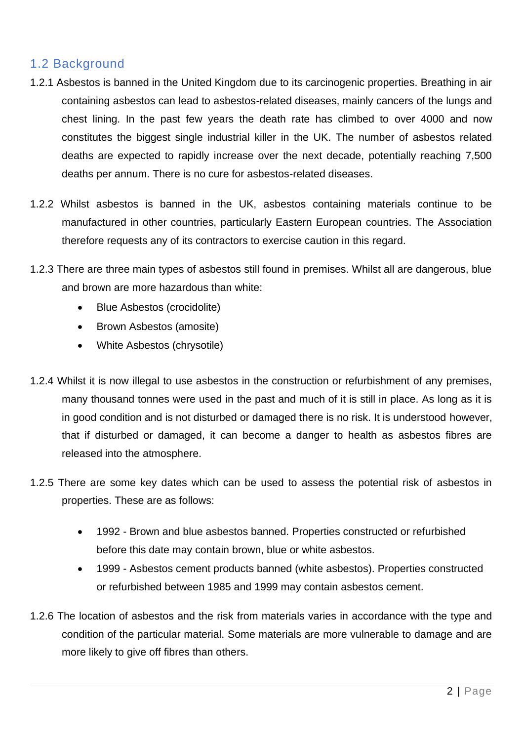## 1.2 Background

1.2.1 Asbestos is banned in the United Kingdom due to its carcinogenic properties. Breathing in air containing asbestos can lead to asbestos-related diseases, mainly cancers of the lungs and chest lining. In the past few years the death rate has climbed to over 4000 and now constitutes the biggest single industrial killer in the UK. The number of asbestos related deaths are expected to rapidly increase over the next decade, potentially reaching 7,500 deaths per annum. There is no cure for asbestos-related diseases.

1.2.2 Whilst asbestos is banned in the UK, asbestos containing materials continue to be manufactured in other countries, particularly Eastern European countries. The Association therefore requests any of its contractors to exercise caution in this regard.

1.2.3 There are three main types of asbestos still found in premises. Whilst all are dangerous, blue and brown are more hazardous than white:

- Blue Asbestos (crocidolite)
- Brown Asbestos (amosite)
- White Asbestos (chrysotile)

1.2.4 Whilst it is now illegal to use asbestos in the construction or refurbishment of any premises, many thousand tonnes were used in the past and much of it is still in place. As long as it is in good condition and is not disturbed or damaged there is no risk. It is understood however, that if disturbed or damaged, it can become a danger to health as asbestos fibres are released into the atmosphere.

1.2.5 There are some key dates which can be used to assess the potential risk of asbestos in properties. These are as follows:

- 1992 - Brown and blue asbestos banned. Properties constructed or refurbished before this date may contain brown, blue or white asbestos.
- 1999 - Asbestos cement products banned (white asbestos). Properties constructed or refurbished between 1985 and 1999 may contain asbestos cement.

1.2.6 The location of asbestos and the risk from materials varies in accordance with the type and condition of the particular material. Some materials are more vulnerable to damage and are more likely to give off fibres than others.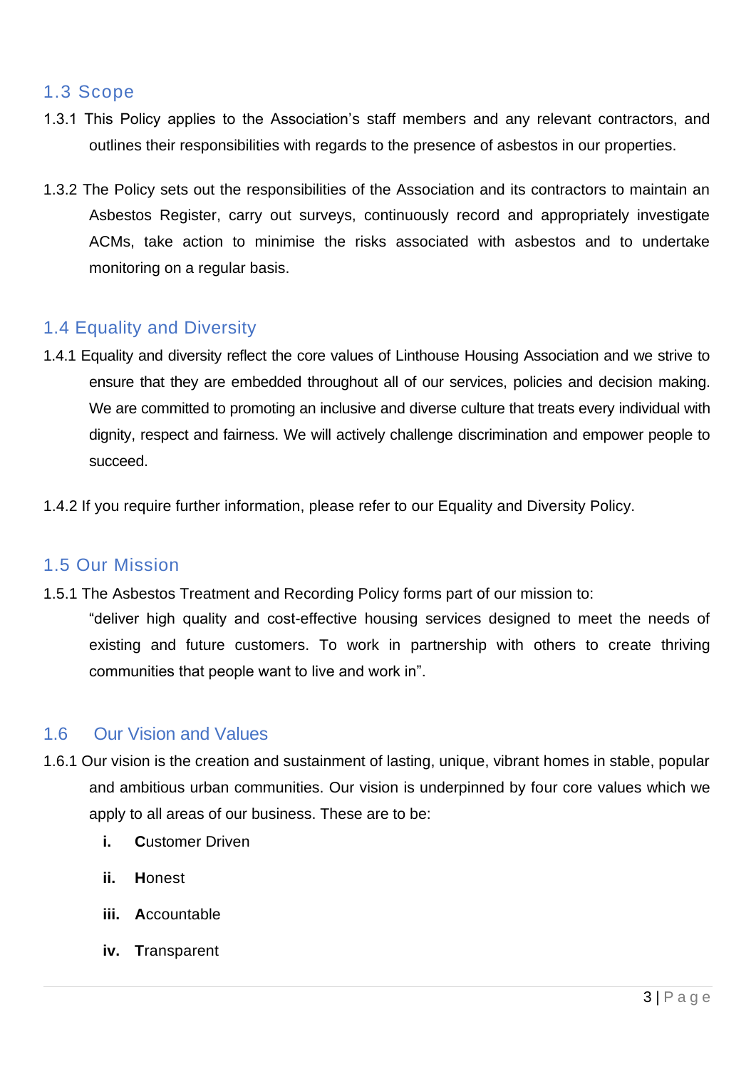## 1.3 Scope

1.3.1 This Policy applies to the Association's staff members and any relevant contractors, and outlines their responsibilities with regards to the presence of asbestos in our properties.

1.3.2 The Policy sets out the responsibilities of the Association and its contractors to maintain an Asbestos Register, carry out surveys, continuously record and appropriately investigate ACMs, take action to minimise the risks associated with asbestos and to undertake monitoring on a regular basis.

## 1.4 Equality and Diversity

1.4.1 Equality and diversity reflect the core values of Linthouse Housing Association and we strive to ensure that they are embedded throughout all of our services, policies and decision making. We are committed to promoting an inclusive and diverse culture that treats every individual with dignity, respect and fairness. We will actively challenge discrimination and empower people to succeed.

1.4.2 If you require further information, please refer to our Equality and Diversity Policy.

## 1.5 Our Mission

1.5.1 The Asbestos Treatment and Recording Policy forms part of our mission to:

"deliver high quality and cost-effective housing services designed to meet the needs of existing and future customers. To work in partnership with others to create thriving communities that people want to live and work in".

## 1.6 Our Vision and Values

1.6.1 Our vision is the creation and sustainment of lasting, unique, vibrant homes in stable, popular and ambitious urban communities. Our vision is underpinned by four core values which we apply to all areas of our business. These are to be:

- **i.** **C**ustomer Driven
- **ii.** **H**onest
- **iii.** **A**ccountable
- **iv.** **T**ransparent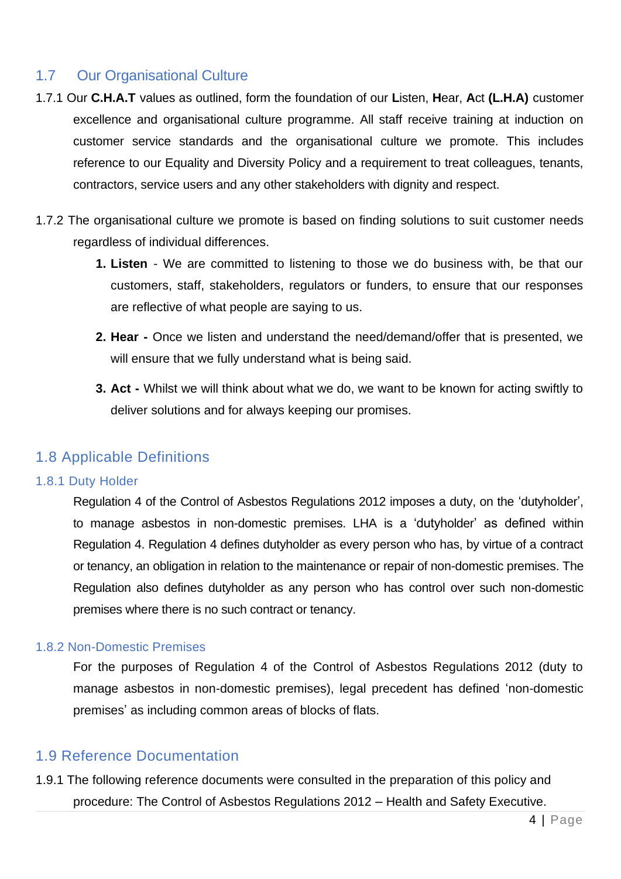## 1.7 Our Organisational Culture

1.7.1 Our **C.H.A.T** values as outlined, form the foundation of our **L**isten, **H**ear, **A**ct **(L.H.A)** customer excellence and organisational culture programme. All staff receive training at induction on customer service standards and the organisational culture we promote. This includes reference to our Equality and Diversity Policy and a requirement to treat colleagues, tenants, contractors, service users and any other stakeholders with dignity and respect.

1.7.2 The organisational culture we promote is based on finding solutions to suit customer needs regardless of individual differences.

1. **Listen** - We are committed to listening to those we do business with, be that our customers, staff, stakeholders, regulators or funders, to ensure that our responses are reflective of what people are saying to us.

2. **Hear -** Once we listen and understand the need/demand/offer that is presented, we will ensure that we fully understand what is being said.

3. **Act -** Whilst we will think about what we do, we want to be known for acting swiftly to deliver solutions and for always keeping our promises.

## 1.8 Applicable Definitions

### 1.8.1 Duty Holder

Regulation 4 of the Control of Asbestos Regulations 2012 imposes a duty, on the 'dutyholder', to manage asbestos in non-domestic premises. LHA is a 'dutyholder' as defined within Regulation 4. Regulation 4 defines dutyholder as every person who has, by virtue of a contract or tenancy, an obligation in relation to the maintenance or repair of non-domestic premises. The Regulation also defines dutyholder as any person who has control over such non-domestic premises where there is no such contract or tenancy.

### 1.8.2 Non-Domestic Premises

For the purposes of Regulation 4 of the Control of Asbestos Regulations 2012 (duty to manage asbestos in non-domestic premises), legal precedent has defined 'non-domestic premises' as including common areas of blocks of flats.

## 1.9 Reference Documentation

1.9.1 The following reference documents were consulted in the preparation of this policy and procedure: The Control of Asbestos Regulations 2012 – Health and Safety Executive.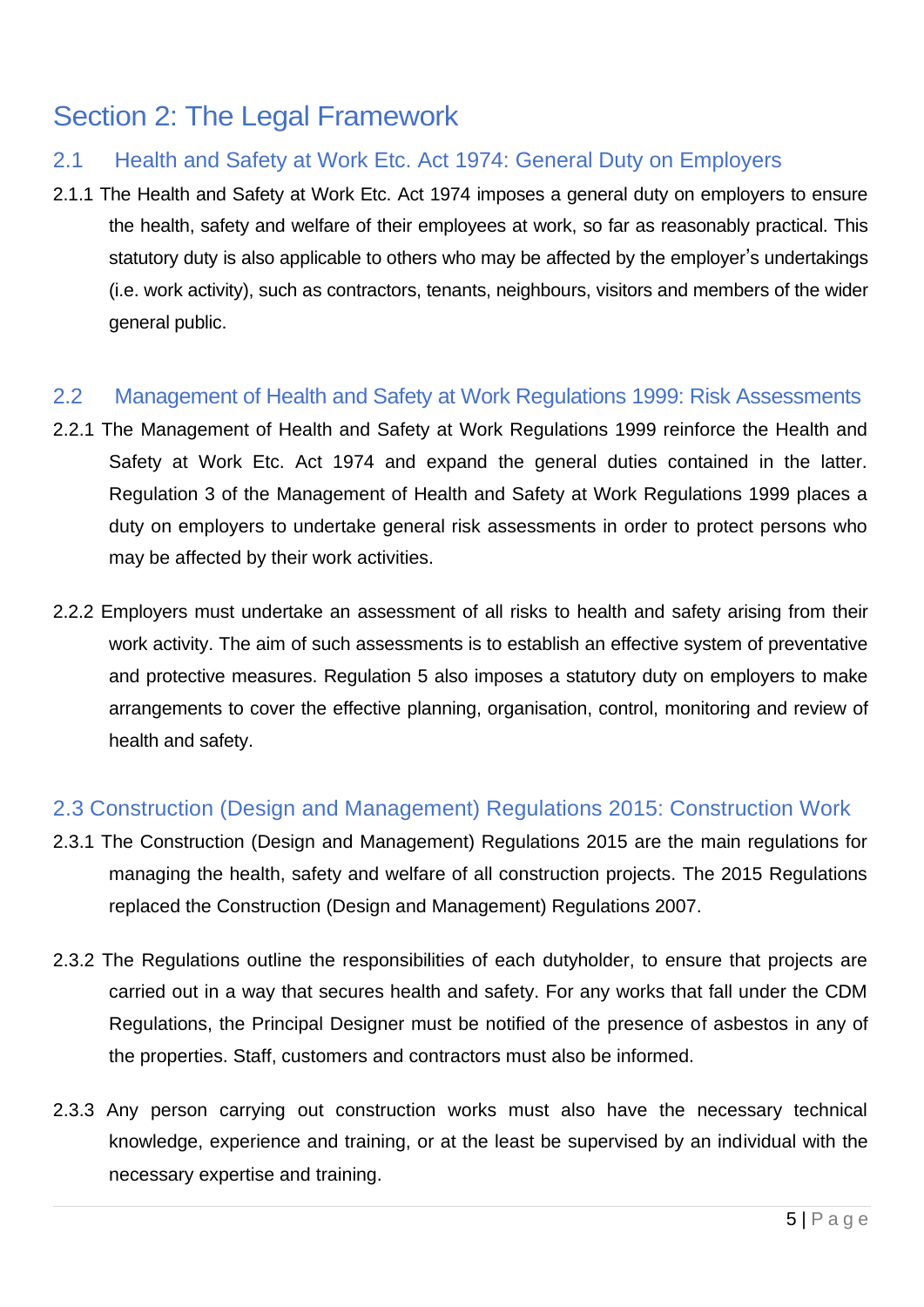# Section 2: The Legal Framework

## 2.1 Health and Safety at Work Etc. Act 1974: General Duty on Employers

2.1.1 The Health and Safety at Work Etc. Act 1974 imposes a general duty on employers to ensure the health, safety and welfare of their employees at work, so far as reasonably practical. This statutory duty is also applicable to others who may be affected by the employer's undertakings (i.e. work activity), such as contractors, tenants, neighbours, visitors and members of the wider general public.

## 2.2 Management of Health and Safety at Work Regulations 1999: Risk Assessments

2.2.1 The Management of Health and Safety at Work Regulations 1999 reinforce the Health and Safety at Work Etc. Act 1974 and expand the general duties contained in the latter. Regulation 3 of the Management of Health and Safety at Work Regulations 1999 places a duty on employers to undertake general risk assessments in order to protect persons who may be affected by their work activities.

2.2.2 Employers must undertake an assessment of all risks to health and safety arising from their work activity. The aim of such assessments is to establish an effective system of preventative and protective measures. Regulation 5 also imposes a statutory duty on employers to make arrangements to cover the effective planning, organisation, control, monitoring and review of health and safety.

## 2.3 Construction (Design and Management) Regulations 2015: Construction Work

2.3.1 The Construction (Design and Management) Regulations 2015 are the main regulations for managing the health, safety and welfare of all construction projects. The 2015 Regulations replaced the Construction (Design and Management) Regulations 2007.

2.3.2 The Regulations outline the responsibilities of each dutyholder, to ensure that projects are carried out in a way that secures health and safety. For any works that fall under the CDM Regulations, the Principal Designer must be notified of the presence of asbestos in any of the properties. Staff, customers and contractors must also be informed.

2.3.3 Any person carrying out construction works must also have the necessary technical knowledge, experience and training, or at the least be supervised by an individual with the necessary expertise and training.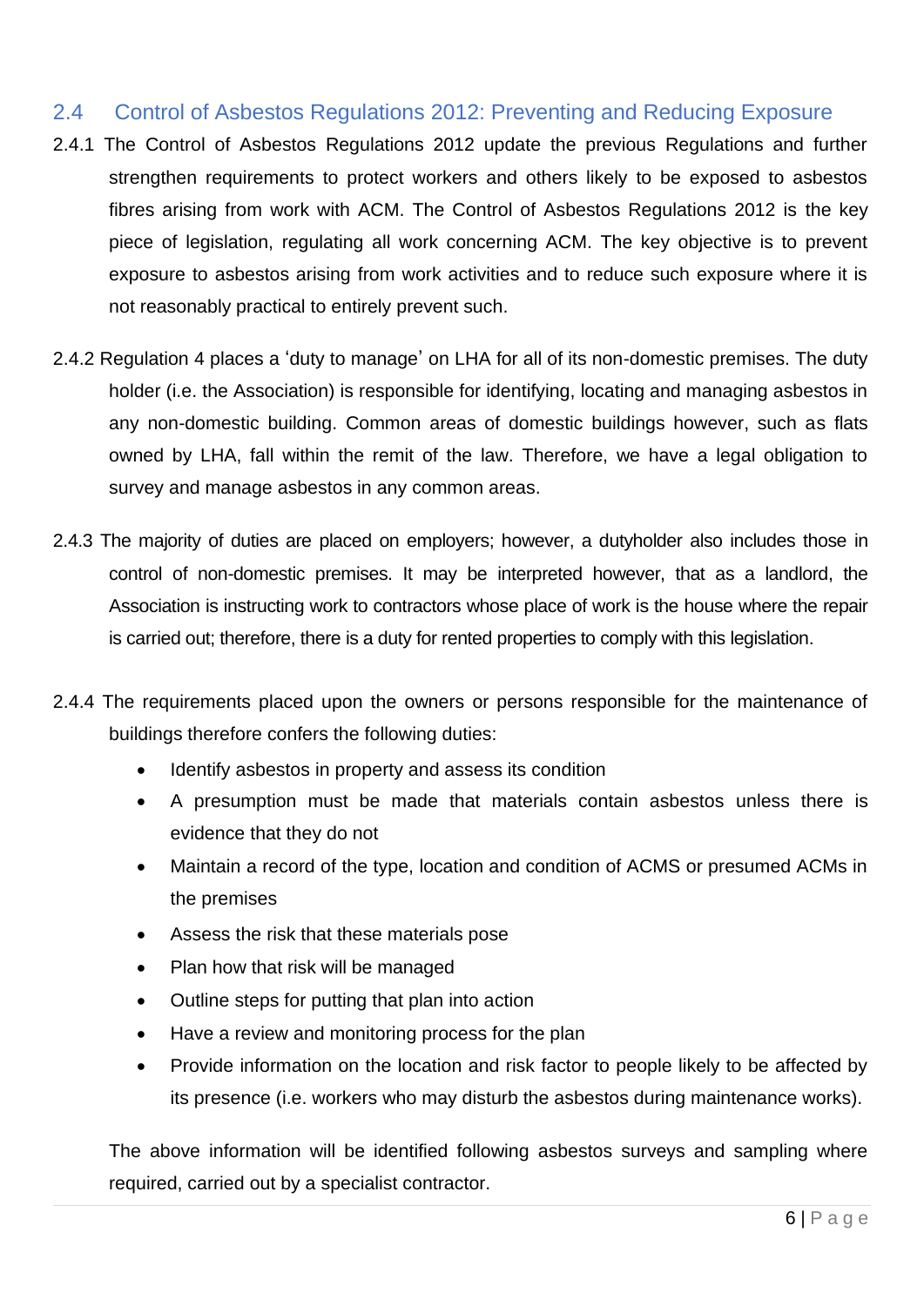## 2.4 Control of Asbestos Regulations 2012: Preventing and Reducing Exposure

2.4.1 The Control of Asbestos Regulations 2012 update the previous Regulations and further strengthen requirements to protect workers and others likely to be exposed to asbestos fibres arising from work with ACM. The Control of Asbestos Regulations 2012 is the key piece of legislation, regulating all work concerning ACM. The key objective is to prevent exposure to asbestos arising from work activities and to reduce such exposure where it is not reasonably practical to entirely prevent such.

2.4.2 Regulation 4 places a 'duty to manage' on LHA for all of its non-domestic premises. The duty holder (i.e. the Association) is responsible for identifying, locating and managing asbestos in any non-domestic building. Common areas of domestic buildings however, such as flats owned by LHA, fall within the remit of the law. Therefore, we have a legal obligation to survey and manage asbestos in any common areas.

2.4.3 The majority of duties are placed on employers; however, a dutyholder also includes those in control of non-domestic premises. It may be interpreted however, that as a landlord, the Association is instructing work to contractors whose place of work is the house where the repair is carried out; therefore, there is a duty for rented properties to comply with this legislation.

2.4.4 The requirements placed upon the owners or persons responsible for the maintenance of buildings therefore confers the following duties:

- Identify asbestos in property and assess its condition
- A presumption must be made that materials contain asbestos unless there is evidence that they do not
- Maintain a record of the type, location and condition of ACMS or presumed ACMs in the premises
- Assess the risk that these materials pose
- Plan how that risk will be managed
- Outline steps for putting that plan into action
- Have a review and monitoring process for the plan
- Provide information on the location and risk factor to people likely to be affected by its presence (i.e. workers who may disturb the asbestos during maintenance works).

The above information will be identified following asbestos surveys and sampling where required, carried out by a specialist contractor.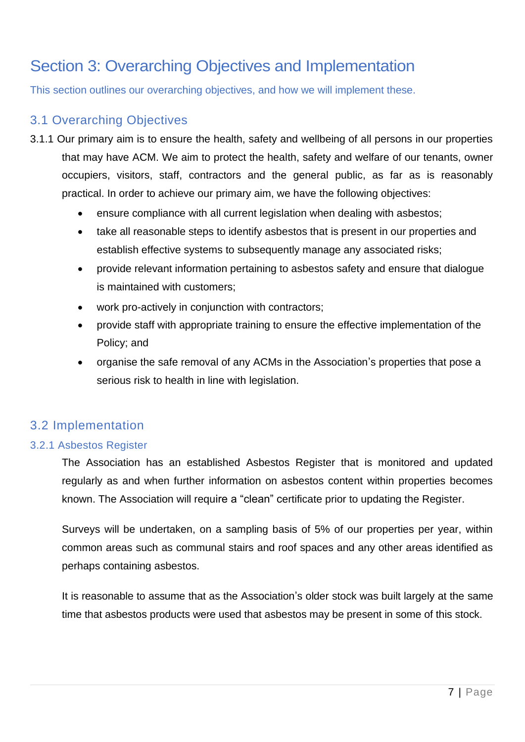# Section 3: Overarching Objectives and Implementation

This section outlines our overarching objectives, and how we will implement these.

## 3.1 Overarching Objectives

3.1.1 Our primary aim is to ensure the health, safety and wellbeing of all persons in our properties that may have ACM. We aim to protect the health, safety and welfare of our tenants, owner occupiers, visitors, staff, contractors and the general public, as far as is reasonably practical. In order to achieve our primary aim, we have the following objectives:

- ensure compliance with all current legislation when dealing with asbestos;
- take all reasonable steps to identify asbestos that is present in our properties and establish effective systems to subsequently manage any associated risks;
- provide relevant information pertaining to asbestos safety and ensure that dialogue is maintained with customers;
- work pro-actively in conjunction with contractors;
- provide staff with appropriate training to ensure the effective implementation of the Policy; and
- organise the safe removal of any ACMs in the Association's properties that pose a serious risk to health in line with legislation.

## 3.2 Implementation

### 3.2.1 Asbestos Register

The Association has an established Asbestos Register that is monitored and updated regularly as and when further information on asbestos content within properties becomes known. The Association will require a "clean" certificate prior to updating the Register.

Surveys will be undertaken, on a sampling basis of 5% of our properties per year, within common areas such as communal stairs and roof spaces and any other areas identified as perhaps containing asbestos.

It is reasonable to assume that as the Association's older stock was built largely at the same time that asbestos products were used that asbestos may be present in some of this stock.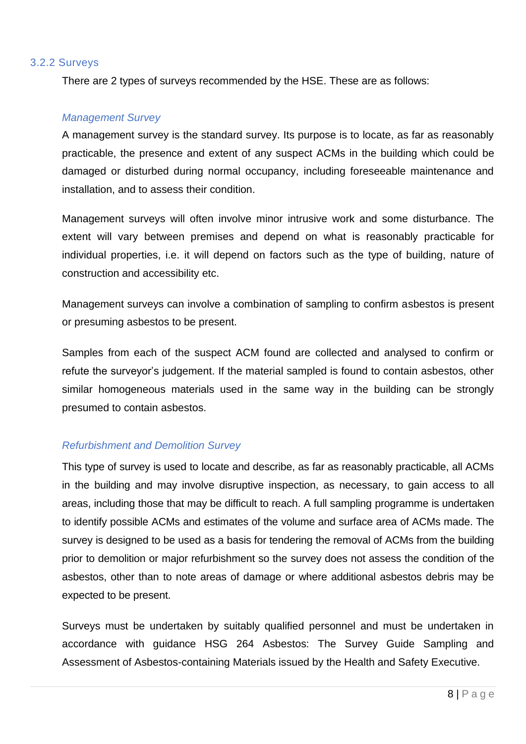### 3.2.2 Surveys

There are 2 types of surveys recommended by the HSE. These are as follows:

#### *Management Survey*

A management survey is the standard survey. Its purpose is to locate, as far as reasonably practicable, the presence and extent of any suspect ACMs in the building which could be damaged or disturbed during normal occupancy, including foreseeable maintenance and installation, and to assess their condition.

Management surveys will often involve minor intrusive work and some disturbance. The extent will vary between premises and depend on what is reasonably practicable for individual properties, i.e. it will depend on factors such as the type of building, nature of construction and accessibility etc.

Management surveys can involve a combination of sampling to confirm asbestos is present or presuming asbestos to be present.

Samples from each of the suspect ACM found are collected and analysed to confirm or refute the surveyor's judgement. If the material sampled is found to contain asbestos, other similar homogeneous materials used in the same way in the building can be strongly presumed to contain asbestos.

#### *Refurbishment and Demolition Survey*

This type of survey is used to locate and describe, as far as reasonably practicable, all ACMs in the building and may involve disruptive inspection, as necessary, to gain access to all areas, including those that may be difficult to reach. A full sampling programme is undertaken to identify possible ACMs and estimates of the volume and surface area of ACMs made. The survey is designed to be used as a basis for tendering the removal of ACMs from the building prior to demolition or major refurbishment so the survey does not assess the condition of the asbestos, other than to note areas of damage or where additional asbestos debris may be expected to be present.

Surveys must be undertaken by suitably qualified personnel and must be undertaken in accordance with guidance HSG 264 Asbestos: The Survey Guide Sampling and Assessment of Asbestos-containing Materials issued by the Health and Safety Executive.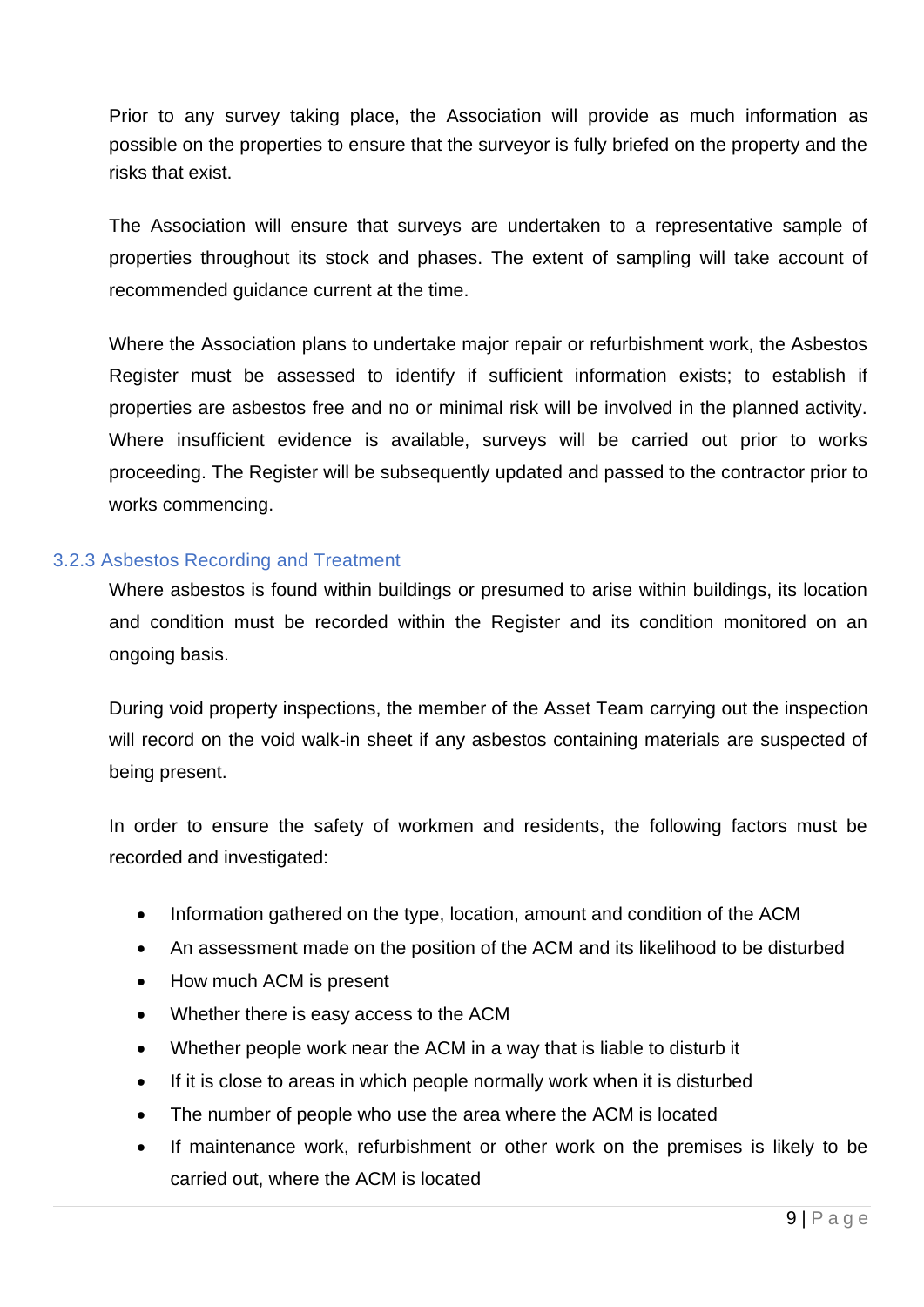Prior to any survey taking place, the Association will provide as much information as possible on the properties to ensure that the surveyor is fully briefed on the property and the risks that exist.

The Association will ensure that surveys are undertaken to a representative sample of properties throughout its stock and phases. The extent of sampling will take account of recommended guidance current at the time.

Where the Association plans to undertake major repair or refurbishment work, the Asbestos Register must be assessed to identify if sufficient information exists; to establish if properties are asbestos free and no or minimal risk will be involved in the planned activity. Where insufficient evidence is available, surveys will be carried out prior to works proceeding. The Register will be subsequently updated and passed to the contractor prior to works commencing.

### 3.2.3 Asbestos Recording and Treatment

Where asbestos is found within buildings or presumed to arise within buildings, its location and condition must be recorded within the Register and its condition monitored on an ongoing basis.

During void property inspections, the member of the Asset Team carrying out the inspection will record on the void walk-in sheet if any asbestos containing materials are suspected of being present.

In order to ensure the safety of workmen and residents, the following factors must be recorded and investigated:

- Information gathered on the type, location, amount and condition of the ACM
- An assessment made on the position of the ACM and its likelihood to be disturbed
- How much ACM is present
- Whether there is easy access to the ACM
- Whether people work near the ACM in a way that is liable to disturb it
- If it is close to areas in which people normally work when it is disturbed
- The number of people who use the area where the ACM is located
- If maintenance work, refurbishment or other work on the premises is likely to be carried out, where the ACM is located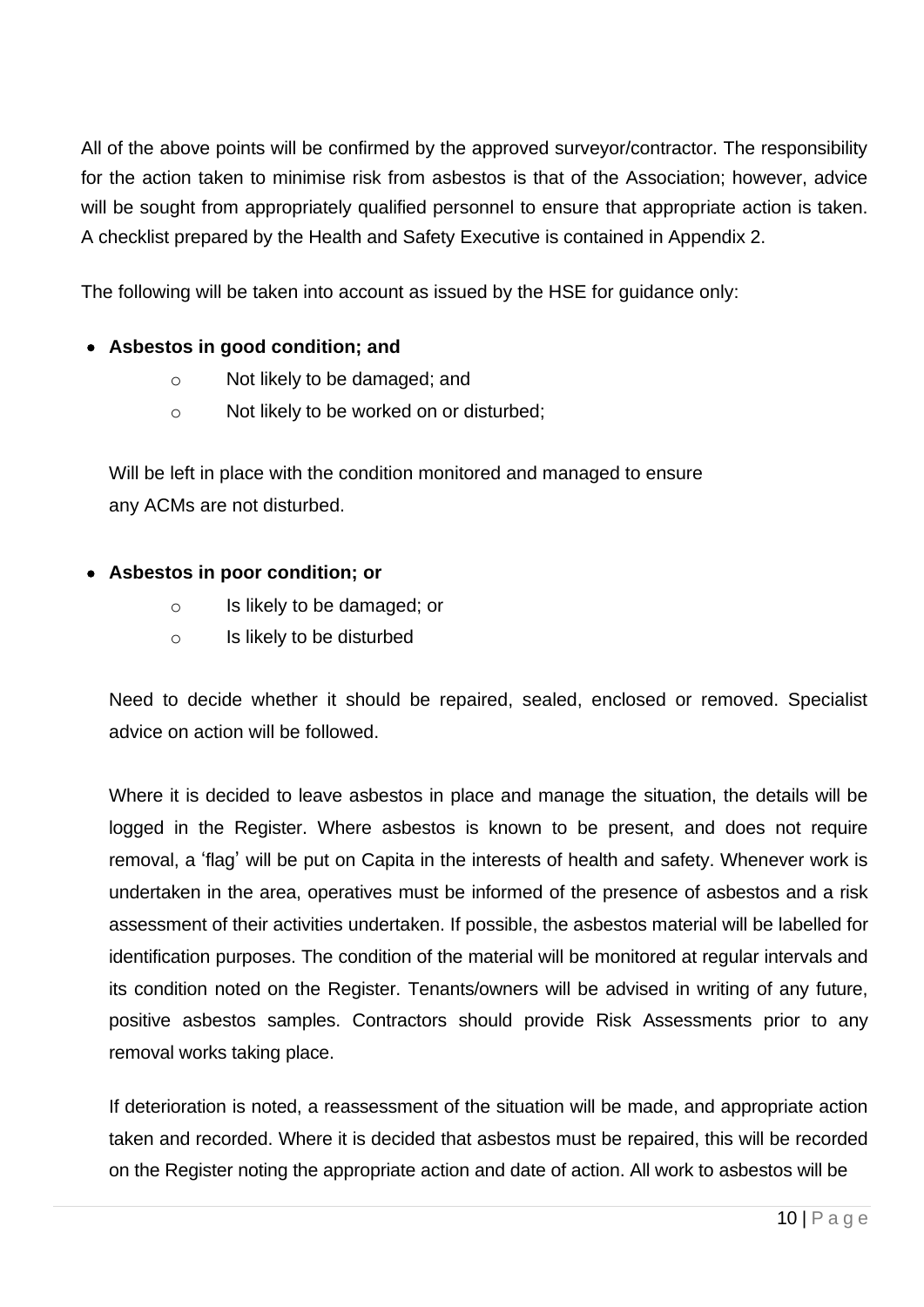All of the above points will be confirmed by the approved surveyor/contractor. The responsibility for the action taken to minimise risk from asbestos is that of the Association; however, advice will be sought from appropriately qualified personnel to ensure that appropriate action is taken. A checklist prepared by the Health and Safety Executive is contained in Appendix 2.

The following will be taken into account as issued by the HSE for guidance only:

- **Asbestos in good condition; and**
  - Not likely to be damaged; and
  - Not likely to be worked on or disturbed;

  Will be left in place with the condition monitored and managed to ensure any ACMs are not disturbed.

- **Asbestos in poor condition; or**
  - Is likely to be damaged; or
  - Is likely to be disturbed

  Need to decide whether it should be repaired, sealed, enclosed or removed. Specialist advice on action will be followed.

  Where it is decided to leave asbestos in place and manage the situation, the details will be logged in the Register. Where asbestos is known to be present, and does not require removal, a 'flag' will be put on Capita in the interests of health and safety. Whenever work is undertaken in the area, operatives must be informed of the presence of asbestos and a risk assessment of their activities undertaken. If possible, the asbestos material will be labelled for identification purposes. The condition of the material will be monitored at regular intervals and its condition noted on the Register. Tenants/owners will be advised in writing of any future, positive asbestos samples. Contractors should provide Risk Assessments prior to any removal works taking place.

  If deterioration is noted, a reassessment of the situation will be made, and appropriate action taken and recorded. Where it is decided that asbestos must be repaired, this will be recorded on the Register noting the appropriate action and date of action. All work to asbestos will be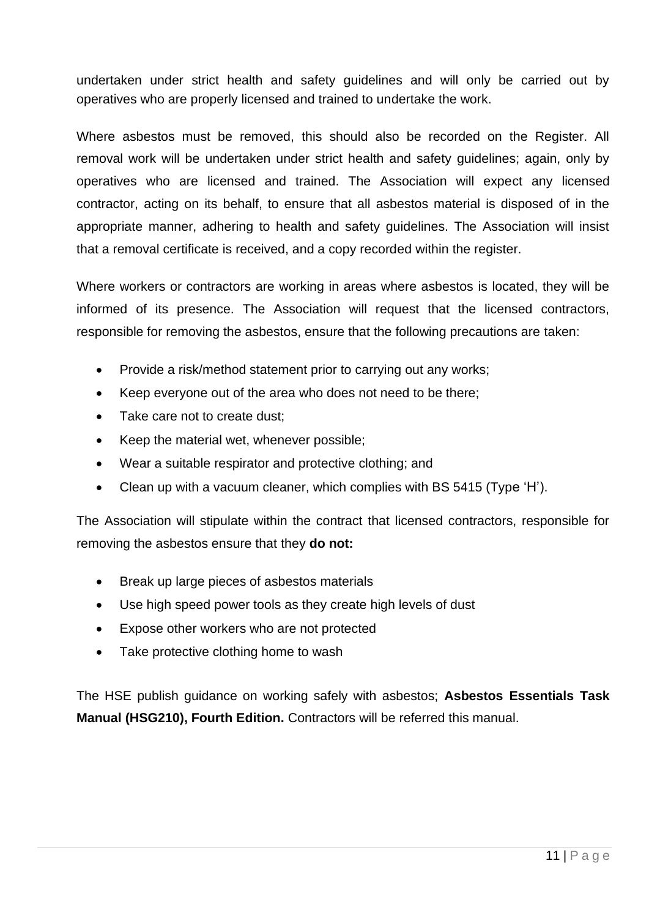undertaken under strict health and safety guidelines and will only be carried out by operatives who are properly licensed and trained to undertake the work.

Where asbestos must be removed, this should also be recorded on the Register. All removal work will be undertaken under strict health and safety guidelines; again, only by operatives who are licensed and trained. The Association will expect any licensed contractor, acting on its behalf, to ensure that all asbestos material is disposed of in the appropriate manner, adhering to health and safety guidelines. The Association will insist that a removal certificate is received, and a copy recorded within the register.

Where workers or contractors are working in areas where asbestos is located, they will be informed of its presence. The Association will request that the licensed contractors, responsible for removing the asbestos, ensure that the following precautions are taken:

- Provide a risk/method statement prior to carrying out any works;
- Keep everyone out of the area who does not need to be there;
- Take care not to create dust;
- Keep the material wet, whenever possible;
- Wear a suitable respirator and protective clothing; and
- Clean up with a vacuum cleaner, which complies with BS 5415 (Type 'H').

The Association will stipulate within the contract that licensed contractors, responsible for removing the asbestos ensure that they **do not:**

- Break up large pieces of asbestos materials
- Use high speed power tools as they create high levels of dust
- Expose other workers who are not protected
- Take protective clothing home to wash

The HSE publish guidance on working safely with asbestos; **Asbestos Essentials Task Manual (HSG210), Fourth Edition.** Contractors will be referred this manual.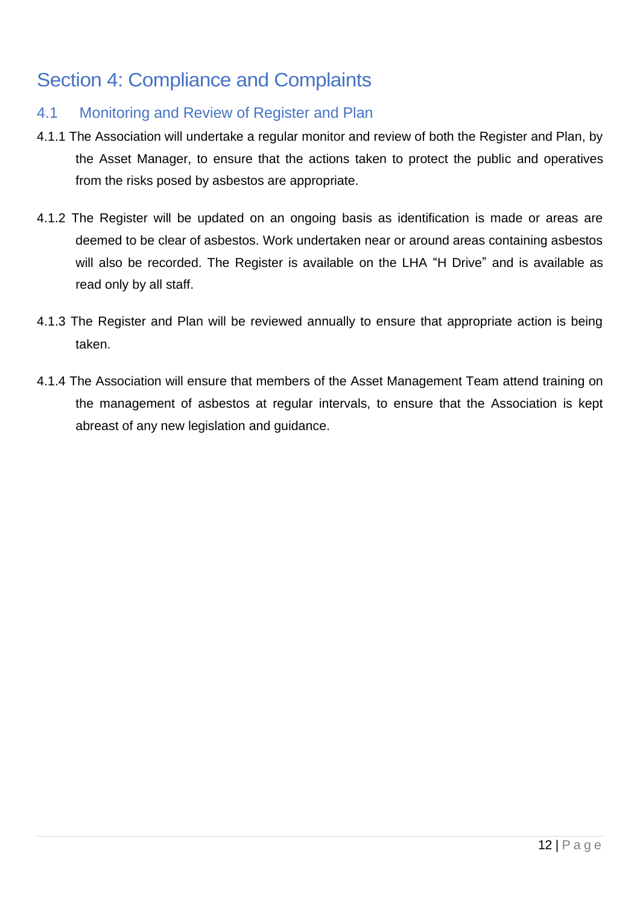# Section 4: Compliance and Complaints

## 4.1 Monitoring and Review of Register and Plan

4.1.1 The Association will undertake a regular monitor and review of both the Register and Plan, by the Asset Manager, to ensure that the actions taken to protect the public and operatives from the risks posed by asbestos are appropriate.

4.1.2 The Register will be updated on an ongoing basis as identification is made or areas are deemed to be clear of asbestos. Work undertaken near or around areas containing asbestos will also be recorded. The Register is available on the LHA "H Drive" and is available as read only by all staff.

4.1.3 The Register and Plan will be reviewed annually to ensure that appropriate action is being taken.

4.1.4 The Association will ensure that members of the Asset Management Team attend training on the management of asbestos at regular intervals, to ensure that the Association is kept abreast of any new legislation and guidance.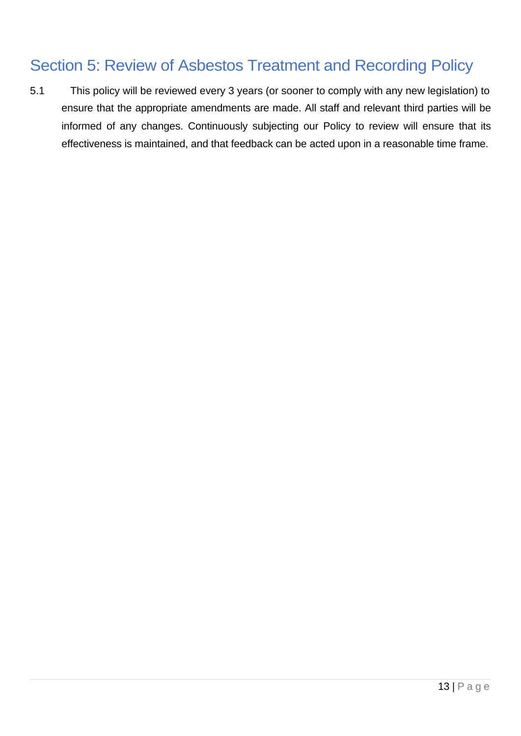## Section 5: Review of Asbestos Treatment and Recording Policy

5.1 This policy will be reviewed every 3 years (or sooner to comply with any new legislation) to ensure that the appropriate amendments are made. All staff and relevant third parties will be informed of any changes. Continuously subjecting our Policy to review will ensure that its effectiveness is maintained, and that feedback can be acted upon in a reasonable time frame.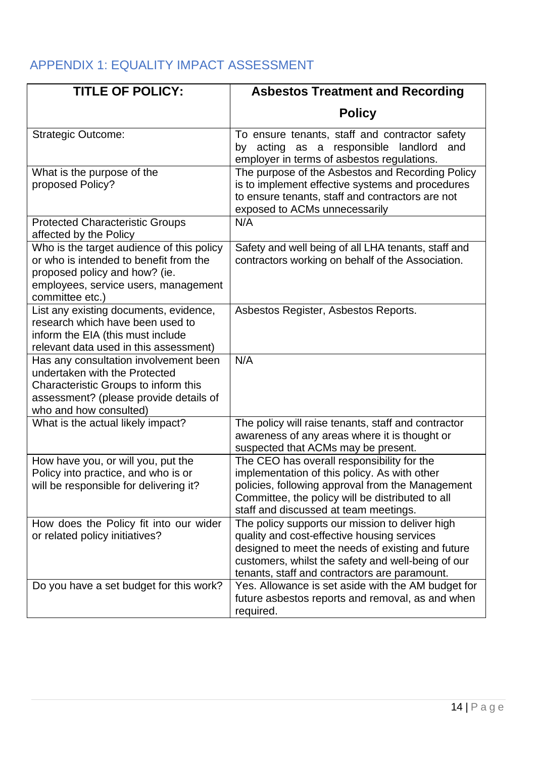## APPENDIX 1: EQUALITY IMPACT ASSESSMENT

| TITLE OF POLICY: | Asbestos Treatment and Recording Policy |
| --- | --- |
| Strategic Outcome: | To ensure tenants, staff and contractor safety by acting as a responsible landlord and employer in terms of asbestos regulations. |
| What is the purpose of the proposed Policy? | The purpose of the Asbestos and Recording Policy is to implement effective systems and procedures to ensure tenants, staff and contractors are not exposed to ACMs unnecessarily |
| Protected Characteristic Groups affected by the Policy | N/A |
| Who is the target audience of this policy or who is intended to benefit from the proposed policy and how? (ie. employees, service users, management committee etc.) | Safety and well being of all LHA tenants, staff and contractors working on behalf of the Association. |
| List any existing documents, evidence, research which have been used to inform the EIA (this must include relevant data used in this assessment) | Asbestos Register, Asbestos Reports. |
| Has any consultation involvement been undertaken with the Protected Characteristic Groups to inform this assessment? (please provide details of who and how consulted) | N/A |
| What is the actual likely impact? | The policy will raise tenants, staff and contractor awareness of any areas where it is thought or suspected that ACMs may be present. |
| How have you, or will you, put the Policy into practice, and who is or will be responsible for delivering it? | The CEO has overall responsibility for the implementation of this policy. As with other policies, following approval from the Management Committee, the policy will be distributed to all staff and discussed at team meetings. |
| How does the Policy fit into our wider or related policy initiatives? | The policy supports our mission to deliver high quality and cost-effective housing services designed to meet the needs of existing and future customers, whilst the safety and well-being of our tenants, staff and contractors are paramount. |
| Do you have a set budget for this work? | Yes. Allowance is set aside with the AM budget for future asbestos reports and removal, as and when required. |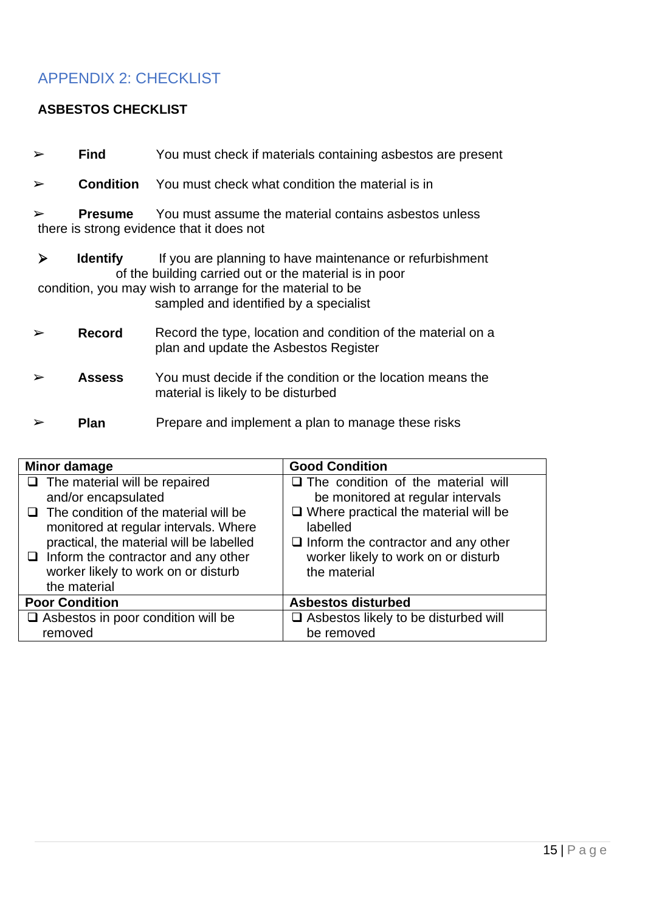## APPENDIX 2: CHECKLIST

**ASBESTOS CHECKLIST**

- ➢ **Find** You must check if materials containing asbestos are present
- ➢ **Condition** You must check what condition the material is in
- ➢ **Presume** You must assume the material contains asbestos unless there is strong evidence that it does not
- ➢ **Identify** If you are planning to have maintenance or refurbishment of the building carried out or the material is in poor condition, you may wish to arrange for the material to be sampled and identified by a specialist
- ➢ **Record** Record the type, location and condition of the material on a plan and update the Asbestos Register
- ➢ **Assess** You must decide if the condition or the location means the material is likely to be disturbed
- ➢ **Plan** Prepare and implement a plan to manage these risks

| **Minor damage** | **Good Condition** |
|---|---|
| ❑ The material will be repaired and/or encapsulated<br>❑ The condition of the material will be monitored at regular intervals. Where practical, the material will be labelled<br>❑ Inform the contractor and any other worker likely to work on or disturb the material | ❑ The condition of the material will be monitored at regular intervals<br>❑ Where practical the material will be labelled<br>❑ Inform the contractor and any other worker likely to work on or disturb the material |
| **Poor Condition** | **Asbestos disturbed** |
| ❑ Asbestos in poor condition will be removed | ❑ Asbestos likely to be disturbed will be removed |